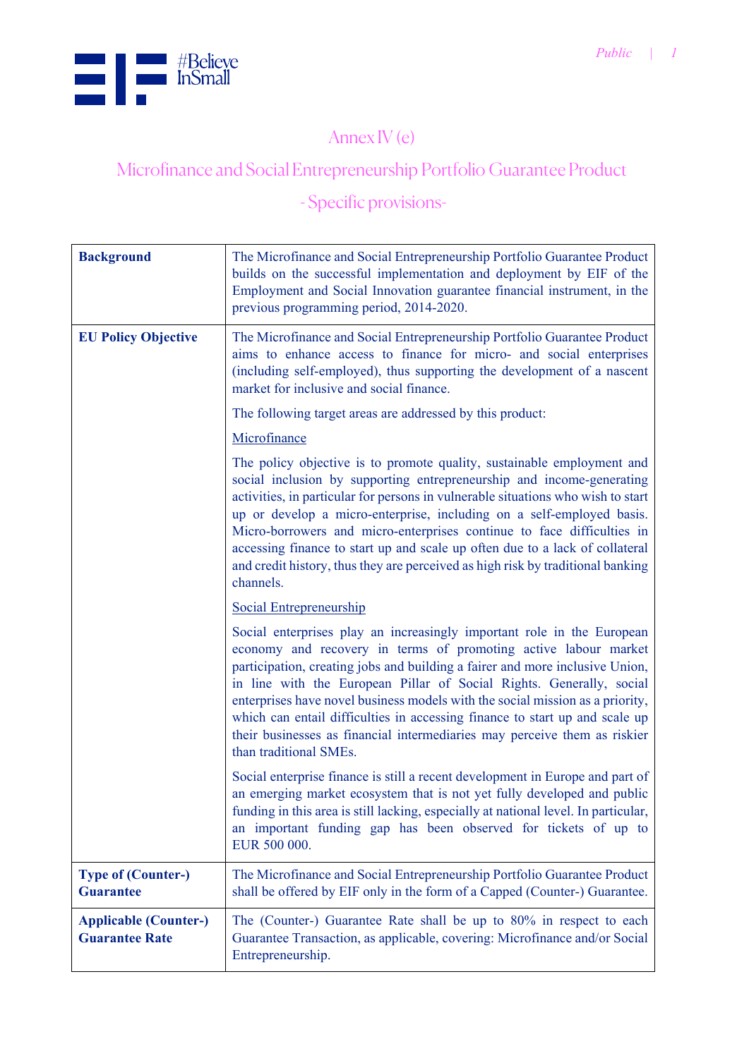# Annex IV (e)

## Microfinance and Social Entrepreneurship Portfolio Guarantee Product

## - Specific provisions-

| | |
|---|---|
| **Background** | The Microfinance and Social Entrepreneurship Portfolio Guarantee Product builds on the successful implementation and deployment by EIF of the Employment and Social Innovation guarantee financial instrument, in the previous programming period, 2014-2020. |
| **EU Policy Objective** | The Microfinance and Social Entrepreneurship Portfolio Guarantee Product aims to enhance access to finance for micro- and social enterprises (including self-employed), thus supporting the development of a nascent market for inclusive and social finance.<br><br>The following target areas are addressed by this product:<br><br><u>Microfinance</u><br><br>The policy objective is to promote quality, sustainable employment and social inclusion by supporting entrepreneurship and income-generating activities, in particular for persons in vulnerable situations who wish to start up or develop a micro-enterprise, including on a self-employed basis. Micro-borrowers and micro-enterprises continue to face difficulties in accessing finance to start up and scale up often due to a lack of collateral and credit history, thus they are perceived as high risk by traditional banking channels.<br><br><u>Social Entrepreneurship</u><br><br>Social enterprises play an increasingly important role in the European economy and recovery in terms of promoting active labour market participation, creating jobs and building a fairer and more inclusive Union, in line with the European Pillar of Social Rights. Generally, social enterprises have novel business models with the social mission as a priority, which can entail difficulties in accessing finance to start up and scale up their businesses as financial intermediaries may perceive them as riskier than traditional SMEs.<br><br>Social enterprise finance is still a recent development in Europe and part of an emerging market ecosystem that is not yet fully developed and public funding in this area is still lacking, especially at national level. In particular, an important funding gap has been observed for tickets of up to EUR 500 000. |
| **Type of (Counter-) Guarantee** | The Microfinance and Social Entrepreneurship Portfolio Guarantee Product shall be offered by EIF only in the form of a Capped (Counter-) Guarantee. |
| **Applicable (Counter-) Guarantee Rate** | The (Counter-) Guarantee Rate shall be up to 80% in respect to each Guarantee Transaction, as applicable, covering: Microfinance and/or Social Entrepreneurship. |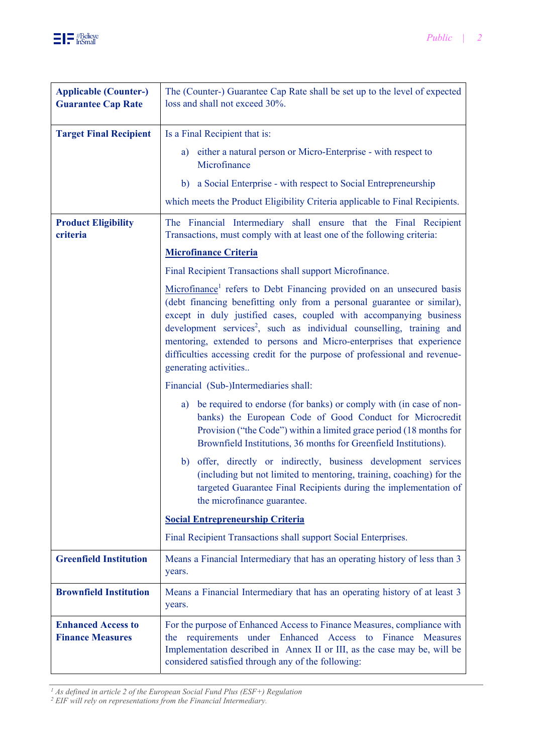| | |
|---|---|
| **Applicable (Counter-) Guarantee Cap Rate** | The (Counter-) Guarantee Cap Rate shall be set up to the level of expected loss and shall not exceed 30%. |
| **Target Final Recipient** | Is a Final Recipient that is:<br>a) either a natural person or Micro-Enterprise - with respect to Microfinance<br>b) a Social Enterprise - with respect to Social Entrepreneurship<br>which meets the Product Eligibility Criteria applicable to Final Recipients. |
| **Product Eligibility criteria** | The Financial Intermediary shall ensure that the Final Recipient Transactions, must comply with at least one of the following criteria:<br>**Microfinance Criteria**<br>Final Recipient Transactions shall support Microfinance.<br>Microfinance[1] refers to Debt Financing provided on an unsecured basis (debt financing benefitting only from a personal guarantee or similar), except in duly justified cases, coupled with accompanying business development services[2], such as individual counselling, training and mentoring, extended to persons and Micro-enterprises that experience difficulties accessing credit for the purpose of professional and revenue-generating activities..<br>Financial (Sub-)Intermediaries shall:<br>a) be required to endorse (for banks) or comply with (in case of non-banks) the European Code of Good Conduct for Microcredit Provision ("the Code") within a limited grace period (18 months for Brownfield Institutions, 36 months for Greenfield Institutions).<br>b) offer, directly or indirectly, business development services (including but not limited to mentoring, training, coaching) for the targeted Guarantee Final Recipients during the implementation of the microfinance guarantee.<br>**Social Entrepreneurship Criteria**<br>Final Recipient Transactions shall support Social Enterprises. |
| **Greenfield Institution** | Means a Financial Intermediary that has an operating history of less than 3 years. |
| **Brownfield Institution** | Means a Financial Intermediary that has an operating history of at least 3 years. |
| **Enhanced Access to Finance Measures** | For the purpose of Enhanced Access to Finance Measures, compliance with the requirements under Enhanced Access to Finance Measures Implementation described in Annex II or III, as the case may be, will be considered satisfied through any of the following: |

[1] *As defined in article 2 of the European Social Fund Plus (ESF+) Regulation*
[2] *EIF will rely on representations from the Financial Intermediary.*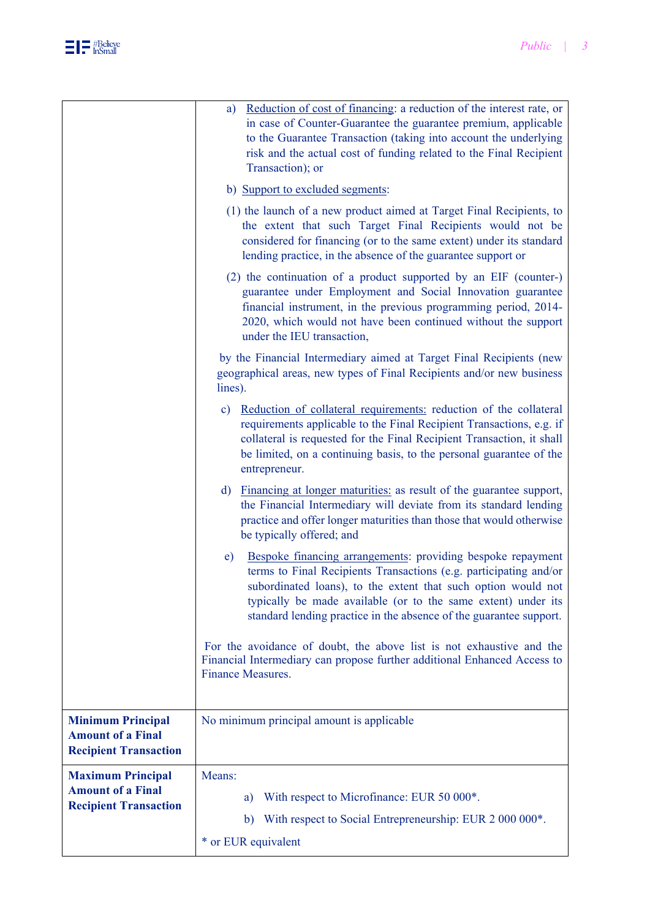| | |
|---|---|
| | a) Reduction of cost of financing: a reduction of the interest rate, or in case of Counter-Guarantee the guarantee premium, applicable to the Guarantee Transaction (taking into account the underlying risk and the actual cost of funding related to the Final Recipient Transaction); or<br><br>b) Support to excluded segments:<br><br>(1) the launch of a new product aimed at Target Final Recipients, to the extent that such Target Final Recipients would not be considered for financing (or to the same extent) under its standard lending practice, in the absence of the guarantee support or<br><br>(2) the continuation of a product supported by an EIF (counter-) guarantee under Employment and Social Innovation guarantee financial instrument, in the previous programming period, 2014-2020, which would not have been continued without the support under the IEU transaction,<br><br>by the Financial Intermediary aimed at Target Final Recipients (new geographical areas, new types of Final Recipients and/or new business lines).<br><br>c) Reduction of collateral requirements: reduction of the collateral requirements applicable to the Final Recipient Transactions, e.g. if collateral is requested for the Final Recipient Transaction, it shall be limited, on a continuing basis, to the personal guarantee of the entrepreneur.<br><br>d) Financing at longer maturities: as result of the guarantee support, the Financial Intermediary will deviate from its standard lending practice and offer longer maturities than those that would otherwise be typically offered; and<br><br>e) Bespoke financing arrangements: providing bespoke repayment terms to Final Recipients Transactions (e.g. participating and/or subordinated loans), to the extent that such option would not typically be made available (or to the same extent) under its standard lending practice in the absence of the guarantee support.<br><br>For the avoidance of doubt, the above list is not exhaustive and the Financial Intermediary can propose further additional Enhanced Access to Finance Measures. |
| **Minimum Principal Amount of a Final Recipient Transaction** | No minimum principal amount is applicable |
| **Maximum Principal Amount of a Final Recipient Transaction** | Means:<br><br>a) With respect to Microfinance: EUR 50 000*.<br><br>b) With respect to Social Entrepreneurship: EUR 2 000 000*.<br><br>* or EUR equivalent |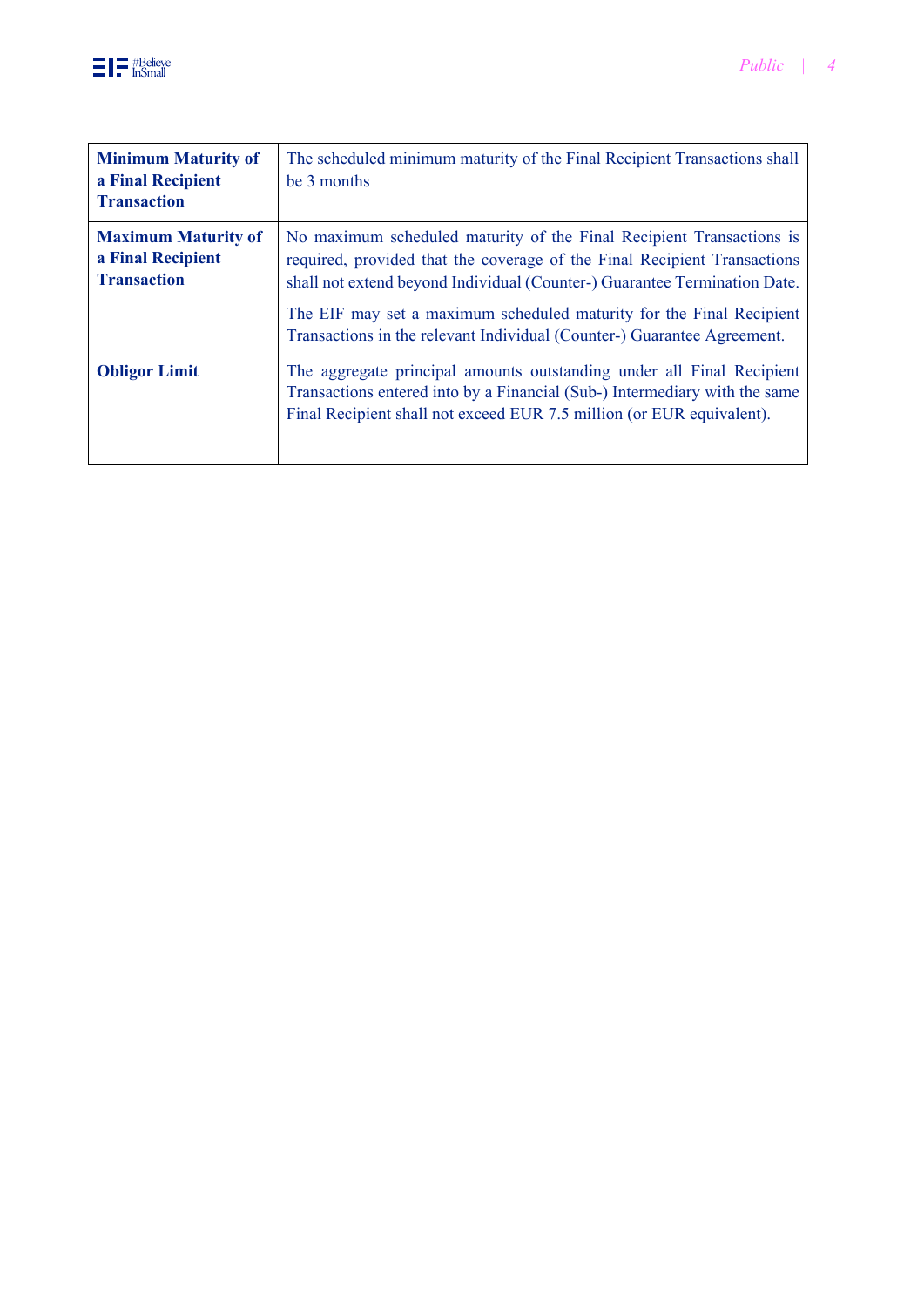| | |
|---|---|
| **Minimum Maturity of a Final Recipient Transaction** | The scheduled minimum maturity of the Final Recipient Transactions shall be 3 months |
| **Maximum Maturity of a Final Recipient Transaction** | No maximum scheduled maturity of the Final Recipient Transactions is required, provided that the coverage of the Final Recipient Transactions shall not extend beyond Individual (Counter-) Guarantee Termination Date.<br><br>The EIF may set a maximum scheduled maturity for the Final Recipient Transactions in the relevant Individual (Counter-) Guarantee Agreement. |
| **Obligor Limit** | The aggregate principal amounts outstanding under all Final Recipient Transactions entered into by a Financial (Sub-) Intermediary with the same Final Recipient shall not exceed EUR 7.5 million (or EUR equivalent). |